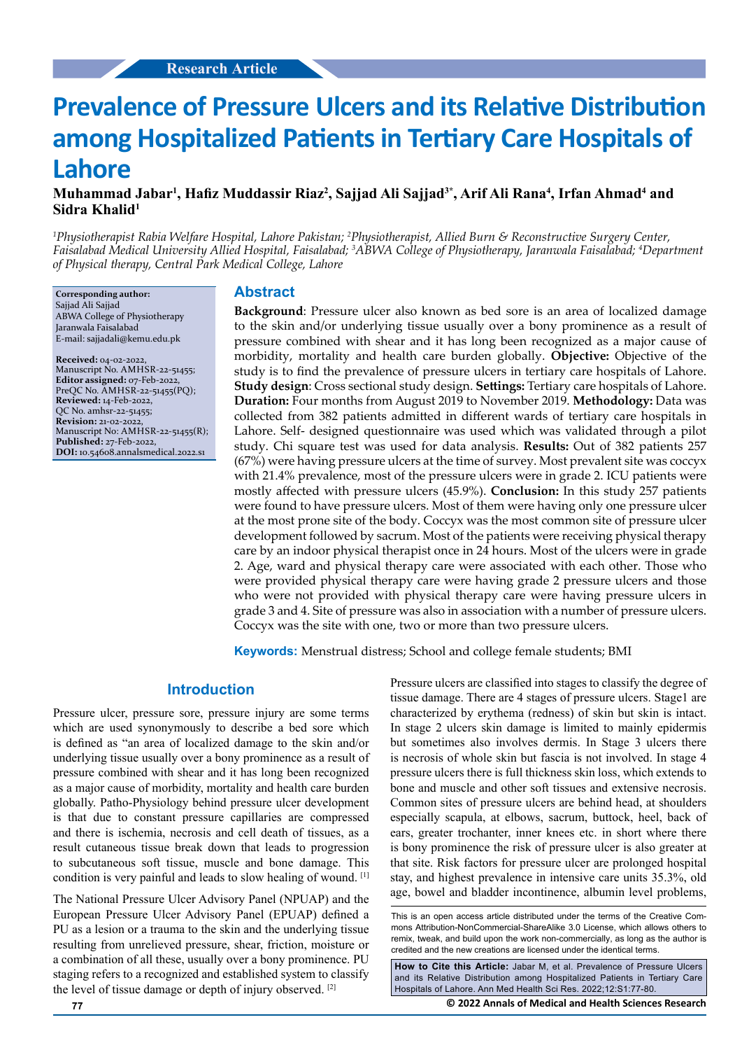Research Article

# Prevalence of Pressure Ulcers and its Relative Distribution among Hospitalized Patients in Tertiary Care Hospitals of Lahore

**Muhammad Jabar[1], Hafiz Muddassir Riaz[2], Sajjad Ali Sajjad[3*], Arif Ali Rana[4], Irfan Ahmad[4] and Sidra Khalid[1]**

*[1]Physiotherapist Rabia Welfare Hospital, Lahore Pakistan; [2]Physiotherapist, Allied Burn & Reconstructive Surgery Center, Faisalabad Medical University Allied Hospital, Faisalabad; [3]ABWA College of Physiotherapy, Jaranwala Faisalabad; [4]Department of Physical therapy, Central Park Medical College, Lahore*

**Corresponding author:**
Sajjad Ali Sajjad
ABWA College of Physiotherapy
Jaranwala Faisalabad
E-mail: sajjadali@kemu.edu.pk

**Received:** 04-02-2022,
Manuscript No. AMHSR-22-51455;
**Editor assigned:** 07-Feb-2022,
PreQC No. AMHSR-22-51455(PQ);
**Reviewed:** 14-Feb-2022,
QC No. amhsr-22-51455;
**Revision:** 21-02-2022,
Manuscript No: AMHSR-22-51455(R);
**Published:** 27-Feb-2022,
**DOI:** 10.54608.annalsmedical.2022.s1

## Abstract

**Background**: Pressure ulcer also known as bed sore is an area of localized damage to the skin and/or underlying tissue usually over a bony prominence as a result of pressure combined with shear and it has long been recognized as a major cause of morbidity, mortality and health care burden globally. **Objective:** Objective of the study is to find the prevalence of pressure ulcers in tertiary care hospitals of Lahore. **Study design**: Cross sectional study design. **Settings:** Tertiary care hospitals of Lahore. **Duration:** Four months from August 2019 to November 2019. **Methodology:** Data was collected from 382 patients admitted in different wards of tertiary care hospitals in Lahore. Self- designed questionnaire was used which was validated through a pilot study. Chi square test was used for data analysis. **Results:** Out of 382 patients 257 (67%) were having pressure ulcers at the time of survey. Most prevalent site was coccyx with 21.4% prevalence, most of the pressure ulcers were in grade 2. ICU patients were mostly affected with pressure ulcers (45.9%). **Conclusion:** In this study 257 patients were found to have pressure ulcers. Most of them were having only one pressure ulcer at the most prone site of the body. Coccyx was the most common site of pressure ulcer development followed by sacrum. Most of the patients were receiving physical therapy care by an indoor physical therapist once in 24 hours. Most of the ulcers were in grade 2. Age, ward and physical therapy care were associated with each other. Those who were provided physical therapy care were having grade 2 pressure ulcers and those who were not provided with physical therapy care were having pressure ulcers in grade 3 and 4. Site of pressure was also in association with a number of pressure ulcers. Coccyx was the site with one, two or more than two pressure ulcers.

**Keywords:** Menstrual distress; School and college female students; BMI

## Introduction

Pressure ulcer, pressure sore, pressure injury are some terms which are used synonymously to describe a bed sore which is defined as "an area of localized damage to the skin and/or underlying tissue usually over a bony prominence as a result of pressure combined with shear and it has long been recognized as a major cause of morbidity, mortality and health care burden globally. Patho-Physiology behind pressure ulcer development is that due to constant pressure capillaries are compressed and there is ischemia, necrosis and cell death of tissues, as a result cutaneous tissue break down that leads to progression to subcutaneous soft tissue, muscle and bone damage. This condition is very painful and leads to slow healing of wound. [1]

The National Pressure Ulcer Advisory Panel (NPUAP) and the European Pressure Ulcer Advisory Panel (EPUAP) defined a PU as a lesion or a trauma to the skin and the underlying tissue resulting from unrelieved pressure, shear, friction, moisture or a combination of all these, usually over a bony prominence. PU staging refers to a recognized and established system to classify the level of tissue damage or depth of injury observed. [2]

Pressure ulcers are classified into stages to classify the degree of tissue damage. There are 4 stages of pressure ulcers. Stage1 are characterized by erythema (redness) of skin but skin is intact. In stage 2 ulcers skin damage is limited to mainly epidermis but sometimes also involves dermis. In Stage 3 ulcers there is necrosis of whole skin but fascia is not involved. In stage 4 pressure ulcers there is full thickness skin loss, which extends to bone and muscle and other soft tissues and extensive necrosis. Common sites of pressure ulcers are behind head, at shoulders especially scapula, at elbows, sacrum, buttock, heel, back of ears, greater trochanter, inner knees etc. in short where there is bony prominence the risk of pressure ulcer is also greater at that site. Risk factors for pressure ulcer are prolonged hospital stay, and highest prevalence in intensive care units 35.3%, old age, bowel and bladder incontinence, albumin level problems,

This is an open access article distributed under the terms of the Creative Commons Attribution-NonCommercial-ShareAlike 3.0 License, which allows others to remix, tweak, and build upon the work non-commercially, as long as the author is credited and the new creations are licensed under the identical terms.

**How to Cite this Article:** Jabar M, et al. Prevalence of Pressure Ulcers and its Relative Distribution among Hospitalized Patients in Tertiary Care Hospitals of Lahore. Ann Med Health Sci Res. 2022;12:S1:77-80.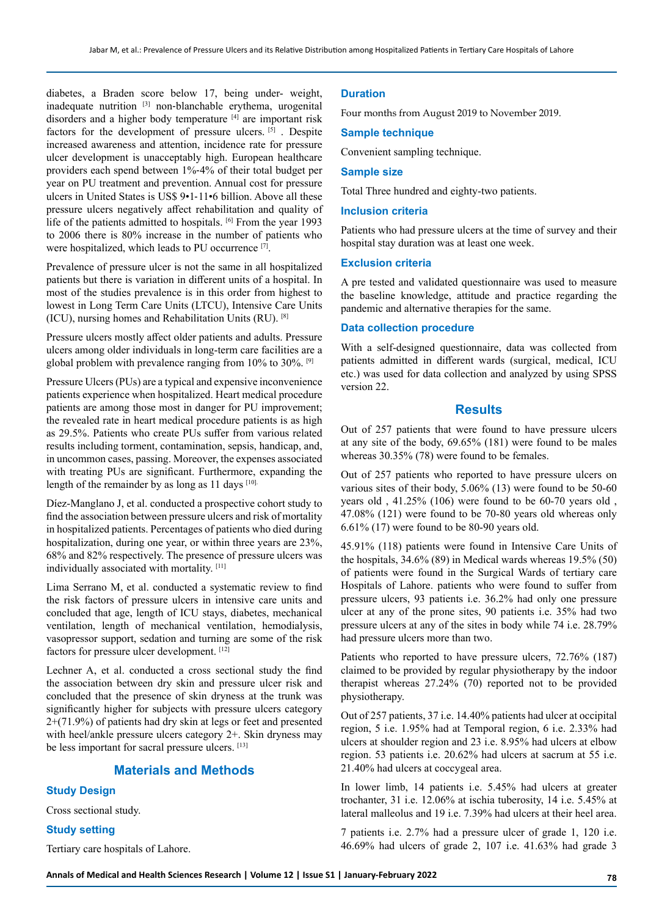diabetes, a Braden score below 17, being under- weight, inadequate nutrition [3] non-blanchable erythema, urogenital disorders and a higher body temperature [4] are important risk factors for the development of pressure ulcers. [5] . Despite increased awareness and attention, incidence rate for pressure ulcer development is unacceptably high. European healthcare providers each spend between 1%-4% of their total budget per year on PU treatment and prevention. Annual cost for pressure ulcers in United States is US$ 9•1-11•6 billion. Above all these pressure ulcers negatively affect rehabilitation and quality of life of the patients admitted to hospitals. [6] From the year 1993 to 2006 there is 80% increase in the number of patients who were hospitalized, which leads to PU occurrence [7].

Prevalence of pressure ulcer is not the same in all hospitalized patients but there is variation in different units of a hospital. In most of the studies prevalence is in this order from highest to lowest in Long Term Care Units (LTCU), Intensive Care Units (ICU), nursing homes and Rehabilitation Units (RU). [8]

Pressure ulcers mostly affect older patients and adults. Pressure ulcers among older individuals in long-term care facilities are a global problem with prevalence ranging from 10% to 30%. [9]

Pressure Ulcers (PUs) are a typical and expensive inconvenience patients experience when hospitalized. Heart medical procedure patients are among those most in danger for PU improvement; the revealed rate in heart medical procedure patients is as high as 29.5%. Patients who create PUs suffer from various related results including torment, contamination, sepsis, handicap, and, in uncommon cases, passing. Moreover, the expenses associated with treating PUs are significant. Furthermore, expanding the length of the remainder by as long as 11 days [10].

Díez-Manglano J, et al. conducted a prospective cohort study to find the association between pressure ulcers and risk of mortality in hospitalized patients. Percentages of patients who died during hospitalization, during one year, or within three years are 23%, 68% and 82% respectively. The presence of pressure ulcers was individually associated with mortality. [11]

Lima Serrano M, et al. conducted a systematic review to find the risk factors of pressure ulcers in intensive care units and concluded that age, length of ICU stays, diabetes, mechanical ventilation, length of mechanical ventilation, hemodialysis, vasopressor support, sedation and turning are some of the risk factors for pressure ulcer development. [12]

Lechner A, et al. conducted a cross sectional study the find the association between dry skin and pressure ulcer risk and concluded that the presence of skin dryness at the trunk was significantly higher for subjects with pressure ulcers category 2+(71.9%) of patients had dry skin at legs or feet and presented with heel/ankle pressure ulcers category 2+. Skin dryness may be less important for sacral pressure ulcers. [13]

## Materials and Methods

### Study Design

Cross sectional study.

### Study setting

Tertiary care hospitals of Lahore.

### Duration

Four months from August 2019 to November 2019.

### Sample technique

Convenient sampling technique.

### Sample size

Total Three hundred and eighty-two patients.

### Inclusion criteria

Patients who had pressure ulcers at the time of survey and their hospital stay duration was at least one week.

### Exclusion criteria

A pre tested and validated questionnaire was used to measure the baseline knowledge, attitude and practice regarding the pandemic and alternative therapies for the same.

### Data collection procedure

With a self-designed questionnaire, data was collected from patients admitted in different wards (surgical, medical, ICU etc.) was used for data collection and analyzed by using SPSS version 22.

## Results

Out of 257 patients that were found to have pressure ulcers at any site of the body, 69.65% (181) were found to be males whereas 30.35% (78) were found to be females.

Out of 257 patients who reported to have pressure ulcers on various sites of their body, 5.06% (13) were found to be 50-60 years old , 41.25% (106) were found to be 60-70 years old , 47.08% (121) were found to be 70-80 years old whereas only 6.61% (17) were found to be 80-90 years old.

45.91% (118) patients were found in Intensive Care Units of the hospitals, 34.6% (89) in Medical wards whereas 19.5% (50) of patients were found in the Surgical Wards of tertiary care Hospitals of Lahore. patients who were found to suffer from pressure ulcers, 93 patients i.e. 36.2% had only one pressure ulcer at any of the prone sites, 90 patients i.e. 35% had two pressure ulcers at any of the sites in body while 74 i.e. 28.79% had pressure ulcers more than two.

Patients who reported to have pressure ulcers, 72.76% (187) claimed to be provided by regular physiotherapy by the indoor therapist whereas 27.24% (70) reported not to be provided physiotherapy.

Out of 257 patients, 37 i.e. 14.40% patients had ulcer at occipital region, 5 i.e. 1.95% had at Temporal region, 6 i.e. 2.33% had ulcers at shoulder region and 23 i.e. 8.95% had ulcers at elbow region. 53 patients i.e. 20.62% had ulcers at sacrum at 55 i.e. 21.40% had ulcers at coccygeal area.

In lower limb, 14 patients i.e. 5.45% had ulcers at greater trochanter, 31 i.e. 12.06% at ischia tuberosity, 14 i.e. 5.45% at lateral malleolus and 19 i.e. 7.39% had ulcers at their heel area.

7 patients i.e. 2.7% had a pressure ulcer of grade 1, 120 i.e. 46.69% had ulcers of grade 2, 107 i.e. 41.63% had grade 3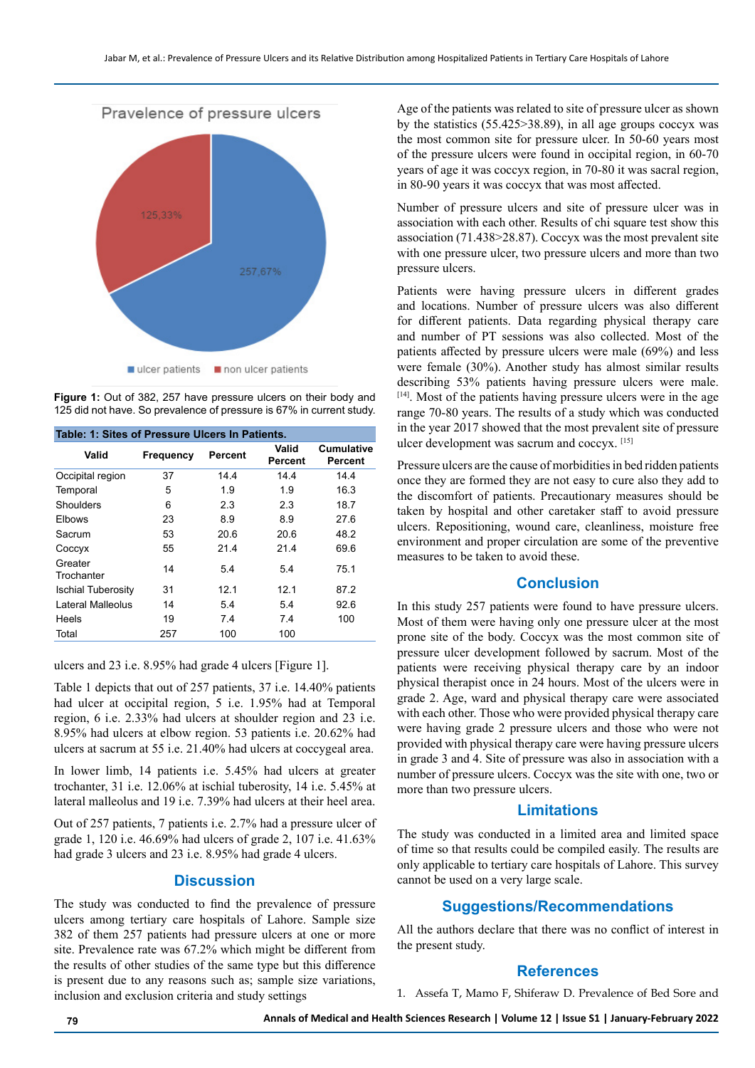Pravelence of pressure ulcers

125,33%

257,67%

ulcer patients   non ulcer patients

**Figure 1:** Out of 382, 257 have pressure ulcers on their body and 125 did not have. So prevalence of pressure is 67% in current study.

**Table: 1: Sites of Pressure Ulcers In Patients.**

| Valid | Frequency | Percent | Valid Percent | Cumulative Percent |
|---|---|---|---|---|
| Occipital region | 37 | 14.4 | 14.4 | 14.4 |
| Temporal | 5 | 1.9 | 1.9 | 16.3 |
| Shoulders | 6 | 2.3 | 2.3 | 18.7 |
| Elbows | 23 | 8.9 | 8.9 | 27.6 |
| Sacrum | 53 | 20.6 | 20.6 | 48.2 |
| Coccyx | 55 | 21.4 | 21.4 | 69.6 |
| Greater Trochanter | 14 | 5.4 | 5.4 | 75.1 |
| Ischial Tuberosity | 31 | 12.1 | 12.1 | 87.2 |
| Lateral Malleolus | 14 | 5.4 | 5.4 | 92.6 |
| Heels | 19 | 7.4 | 7.4 | 100 |
| Total | 257 | 100 | 100 | |

ulcers and 23 i.e. 8.95% had grade 4 ulcers [Figure 1].

Table 1 depicts that out of 257 patients, 37 i.e. 14.40% patients had ulcer at occipital region, 5 i.e. 1.95% had at Temporal region, 6 i.e. 2.33% had ulcers at shoulder region and 23 i.e. 8.95% had ulcers at elbow region. 53 patients i.e. 20.62% had ulcers at sacrum at 55 i.e. 21.40% had ulcers at coccygeal area.

In lower limb, 14 patients i.e. 5.45% had ulcers at greater trochanter, 31 i.e. 12.06% at ischial tuberosity, 14 i.e. 5.45% at lateral malleolus and 19 i.e. 7.39% had ulcers at their heel area.

Out of 257 patients, 7 patients i.e. 2.7% had a pressure ulcer of grade 1, 120 i.e. 46.69% had ulcers of grade 2, 107 i.e. 41.63% had grade 3 ulcers and 23 i.e. 8.95% had grade 4 ulcers.

## Discussion

The study was conducted to find the prevalence of pressure ulcers among tertiary care hospitals of Lahore. Sample size 382 of them 257 patients had pressure ulcers at one or more site. Prevalence rate was 67.2% which might be different from the results of other studies of the same type but this difference is present due to any reasons such as; sample size variations, inclusion and exclusion criteria and study settings

Age of the patients was related to site of pressure ulcer as shown by the statistics (55.425>38.89), in all age groups coccyx was the most common site for pressure ulcer. In 50-60 years most of the pressure ulcers were found in occipital region, in 60-70 years of age it was coccyx region, in 70-80 it was sacral region, in 80-90 years it was coccyx that was most affected.

Number of pressure ulcers and site of pressure ulcer was in association with each other. Results of chi square test show this association (71.438>28.87). Coccyx was the most prevalent site with one pressure ulcer, two pressure ulcers and more than two pressure ulcers.

Patients were having pressure ulcers in different grades and locations. Number of pressure ulcers was also different for different patients. Data regarding physical therapy care and number of PT sessions was also collected. Most of the patients affected by pressure ulcers were male (69%) and less were female (30%). Another study has almost similar results describing 53% patients having pressure ulcers were male. [14]. Most of the patients having pressure ulcers were in the age range 70-80 years. The results of a study which was conducted in the year 2017 showed that the most prevalent site of pressure ulcer development was sacrum and coccyx. [15]

Pressure ulcers are the cause of morbidities in bed ridden patients once they are formed they are not easy to cure also they add to the discomfort of patients. Precautionary measures should be taken by hospital and other caretaker staff to avoid pressure ulcers. Repositioning, wound care, cleanliness, moisture free environment and proper circulation are some of the preventive measures to be taken to avoid these.

## Conclusion

In this study 257 patients were found to have pressure ulcers. Most of them were having only one pressure ulcer at the most prone site of the body. Coccyx was the most common site of pressure ulcer development followed by sacrum. Most of the patients were receiving physical therapy care by an indoor physical therapist once in 24 hours. Most of the ulcers were in grade 2. Age, ward and physical therapy care were associated with each other. Those who were provided physical therapy care were having grade 2 pressure ulcers and those who were not provided with physical therapy care were having pressure ulcers in grade 3 and 4. Site of pressure was also in association with a number of pressure ulcers. Coccyx was the site with one, two or more than two pressure ulcers.

## Limitations

The study was conducted in a limited area and limited space of time so that results could be compiled easily. The results are only applicable to tertiary care hospitals of Lahore. This survey cannot be used on a very large scale.

## Suggestions/Recommendations

All the authors declare that there was no conflict of interest in the present study.

## References

1. Assefa T, Mamo F, Shiferaw D. Prevalence of Bed Sore and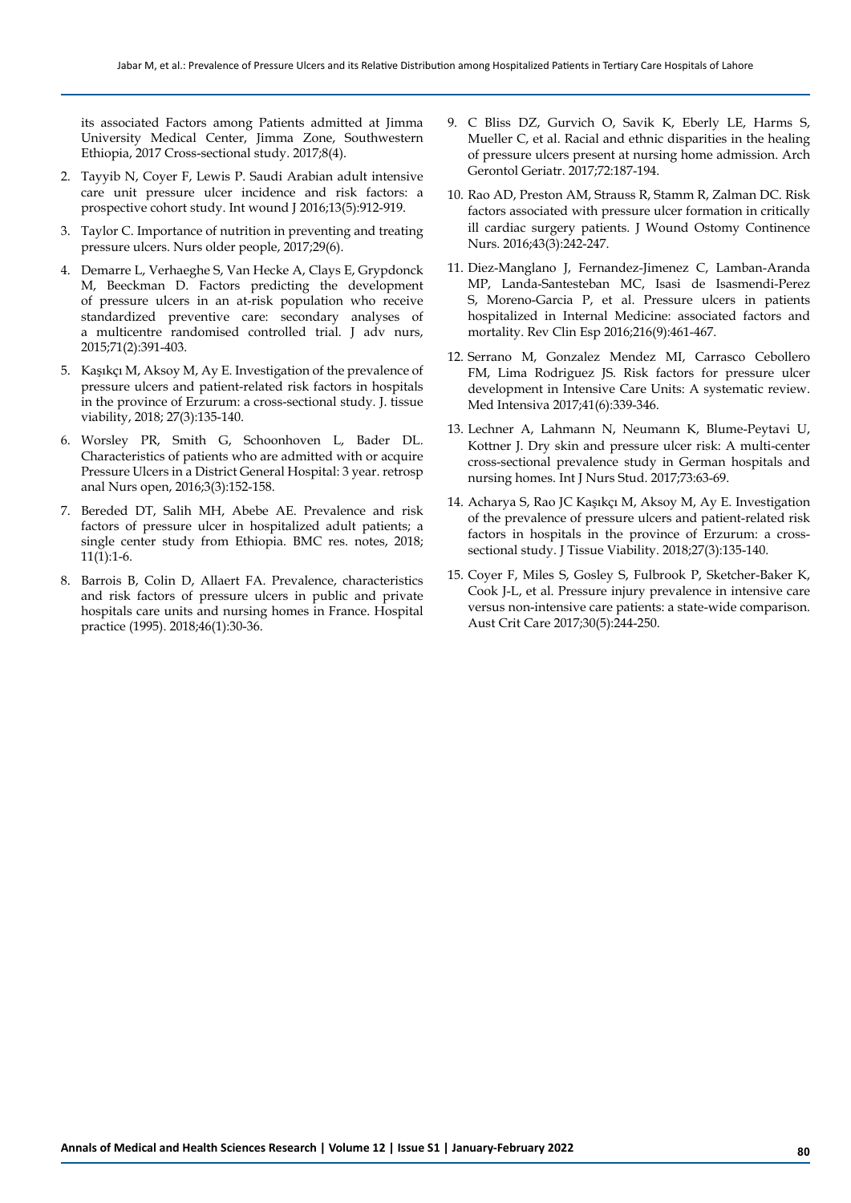its associated Factors among Patients admitted at Jimma University Medical Center, Jimma Zone, Southwestern Ethiopia, 2017 Cross-sectional study. 2017;8(4).

2. Tayyib N, Coyer F, Lewis P. Saudi Arabian adult intensive care unit pressure ulcer incidence and risk factors: a prospective cohort study. Int wound J 2016;13(5):912-919.
3. Taylor C. Importance of nutrition in preventing and treating pressure ulcers. Nurs older people, 2017;29(6).
4. Demarre L, Verhaeghe S, Van Hecke A, Clays E, Grypdonck M, Beeckman D. Factors predicting the development of pressure ulcers in an at-risk population who receive standardized preventive care: secondary analyses of a multicentre randomised controlled trial. J adv nurs, 2015;71(2):391-403.
5. Kaşıkçı M, Aksoy M, Ay E. Investigation of the prevalence of pressure ulcers and patient-related risk factors in hospitals in the province of Erzurum: a cross-sectional study. J. tissue viability, 2018; 27(3):135-140.
6. Worsley PR, Smith G, Schoonhoven L, Bader DL. Characteristics of patients who are admitted with or acquire Pressure Ulcers in a District General Hospital: 3 year. retrosp anal Nurs open, 2016;3(3):152-158.
7. Bereded DT, Salih MH, Abebe AE. Prevalence and risk factors of pressure ulcer in hospitalized adult patients; a single center study from Ethiopia. BMC res. notes, 2018; 11(1):1-6.
8. Barrois B, Colin D, Allaert FA. Prevalence, characteristics and risk factors of pressure ulcers in public and private hospitals care units and nursing homes in France. Hospital practice (1995). 2018;46(1):30-36.
9. C Bliss DZ, Gurvich O, Savik K, Eberly LE, Harms S, Mueller C, et al. Racial and ethnic disparities in the healing of pressure ulcers present at nursing home admission. Arch Gerontol Geriatr. 2017;72:187-194.
10. Rao AD, Preston AM, Strauss R, Stamm R, Zalman DC. Risk factors associated with pressure ulcer formation in critically ill cardiac surgery patients. J Wound Ostomy Continence Nurs. 2016;43(3):242-247.
11. Diez-Manglano J, Fernandez-Jimenez C, Lamban-Aranda MP, Landa-Santesteban MC, Isasi de Isasmendi-Perez S, Moreno-Garcia P, et al. Pressure ulcers in patients hospitalized in Internal Medicine: associated factors and mortality. Rev Clin Esp 2016;216(9):461-467.
12. Serrano M, Gonzalez Mendez MI, Carrasco Cebollero FM, Lima Rodriguez JS. Risk factors for pressure ulcer development in Intensive Care Units: A systematic review. Med Intensiva 2017;41(6):339-346.
13. Lechner A, Lahmann N, Neumann K, Blume-Peytavi U, Kottner J. Dry skin and pressure ulcer risk: A multi-center cross-sectional prevalence study in German hospitals and nursing homes. Int J Nurs Stud. 2017;73:63-69.
14. Acharya S, Rao JC Kaşıkçı M, Aksoy M, Ay E. Investigation of the prevalence of pressure ulcers and patient-related risk factors in hospitals in the province of Erzurum: a cross-sectional study. J Tissue Viability. 2018;27(3):135-140.
15. Coyer F, Miles S, Gosley S, Fulbrook P, Sketcher-Baker K, Cook J-L, et al. Pressure injury prevalence in intensive care versus non-intensive care patients: a state-wide comparison. Aust Crit Care 2017;30(5):244-250.